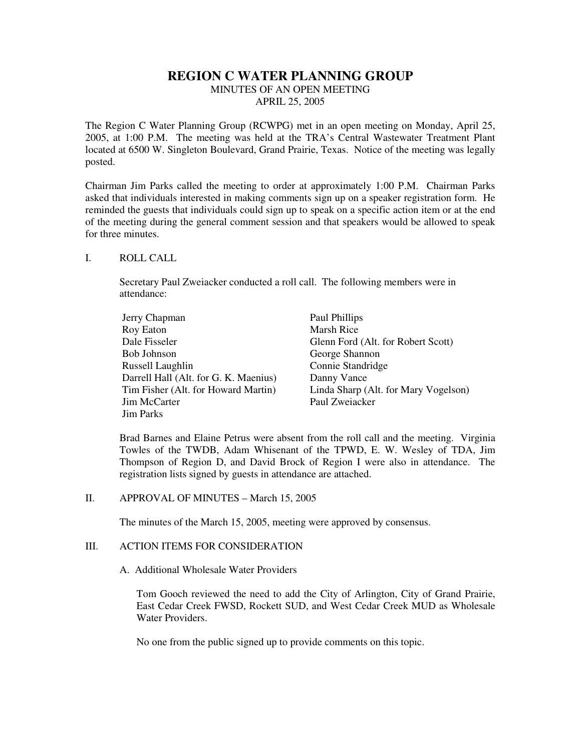# REGION C WATER PLANNING GROUP

MINUTES OF AN OPEN MEETING

APRIL 25, 2005

The Region C Water Planning Group (RCWPG) met in an open meeting on Monday, April 25, 2005, at 1:00 P.M. The meeting was held at the TRA's Central Wastewater Treatment Plant located at 6500 W. Singleton Boulevard, Grand Prairie, Texas. Notice of the meeting was legally posted.

Chairman Jim Parks called the meeting to order at approximately 1:00 P.M. Chairman Parks asked that individuals interested in making comments sign up on a speaker registration form. He reminded the guests that individuals could sign up to speak on a specific action item or at the end of the meeting during the general comment session and that speakers would be allowed to speak for three minutes.

## I. ROLL CALL

Secretary Paul Zweiacker conducted a roll call. The following members were in attendance:

- Jerry Chapman
- Roy Eaton
- Dale Fisseler
- Bob Johnson
- Russell Laughlin
- Darrell Hall (Alt. for G. K. Maenius)
- Tim Fisher (Alt. for Howard Martin)
- Jim McCarter
- Jim Parks
- Paul Phillips
- Marsh Rice
- Glenn Ford (Alt. for Robert Scott)
- George Shannon
- Connie Standridge
- Danny Vance
- Linda Sharp (Alt. for Mary Vogelson)
- Paul Zweiacker

Brad Barnes and Elaine Petrus were absent from the roll call and the meeting. Virginia Towles of the TWDB, Adam Whisenant of the TPWD, E. W. Wesley of TDA, Jim Thompson of Region D, and David Brock of Region I were also in attendance. The registration lists signed by guests in attendance are attached.

## II. APPROVAL OF MINUTES – March 15, 2005

The minutes of the March 15, 2005, meeting were approved by consensus.

## III. ACTION ITEMS FOR CONSIDERATION

### A. Additional Wholesale Water Providers

Tom Gooch reviewed the need to add the City of Arlington, City of Grand Prairie, East Cedar Creek FWSD, Rockett SUD, and West Cedar Creek MUD as Wholesale Water Providers.

No one from the public signed up to provide comments on this topic.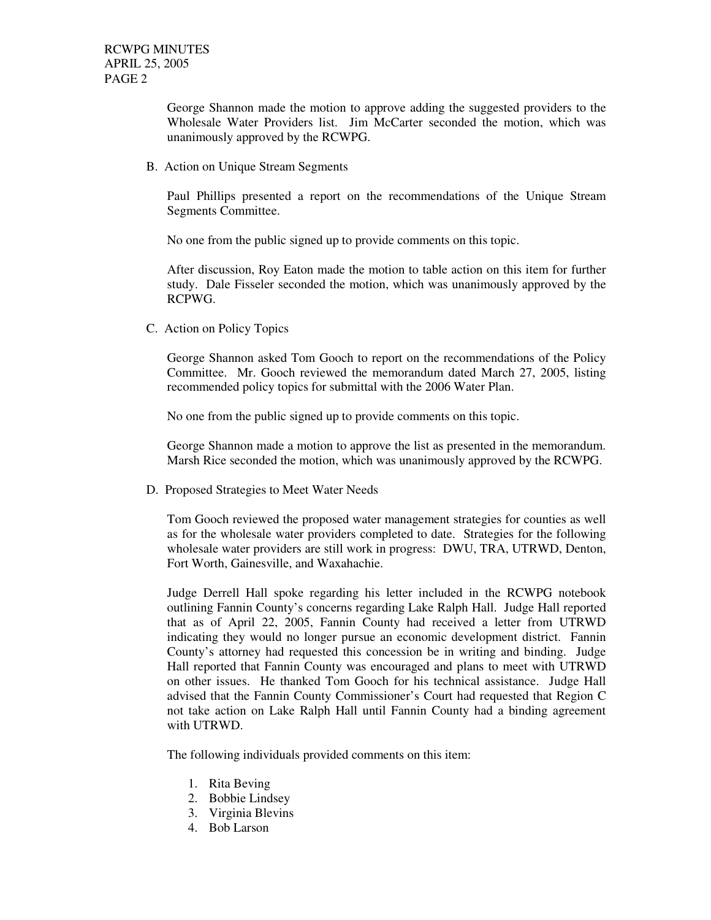George Shannon made the motion to approve adding the suggested providers to the Wholesale Water Providers list. Jim McCarter seconded the motion, which was unanimously approved by the RCWPG.

B. Action on Unique Stream Segments

Paul Phillips presented a report on the recommendations of the Unique Stream Segments Committee.

No one from the public signed up to provide comments on this topic.

After discussion, Roy Eaton made the motion to table action on this item for further study. Dale Fisseler seconded the motion, which was unanimously approved by the RCPWG.

C. Action on Policy Topics

George Shannon asked Tom Gooch to report on the recommendations of the Policy Committee. Mr. Gooch reviewed the memorandum dated March 27, 2005, listing recommended policy topics for submittal with the 2006 Water Plan.

No one from the public signed up to provide comments on this topic.

George Shannon made a motion to approve the list as presented in the memorandum. Marsh Rice seconded the motion, which was unanimously approved by the RCWPG.

D. Proposed Strategies to Meet Water Needs

Tom Gooch reviewed the proposed water management strategies for counties as well as for the wholesale water providers completed to date. Strategies for the following wholesale water providers are still work in progress: DWU, TRA, UTRWD, Denton, Fort Worth, Gainesville, and Waxahachie.

Judge Derrell Hall spoke regarding his letter included in the RCWPG notebook outlining Fannin County's concerns regarding Lake Ralph Hall. Judge Hall reported that as of April 22, 2005, Fannin County had received a letter from UTRWD indicating they would no longer pursue an economic development district. Fannin County's attorney had requested this concession be in writing and binding. Judge Hall reported that Fannin County was encouraged and plans to meet with UTRWD on other issues. He thanked Tom Gooch for his technical assistance. Judge Hall advised that the Fannin County Commissioner's Court had requested that Region C not take action on Lake Ralph Hall until Fannin County had a binding agreement with UTRWD.

The following individuals provided comments on this item:

1. Rita Beving
2. Bobbie Lindsey
3. Virginia Blevins
4. Bob Larson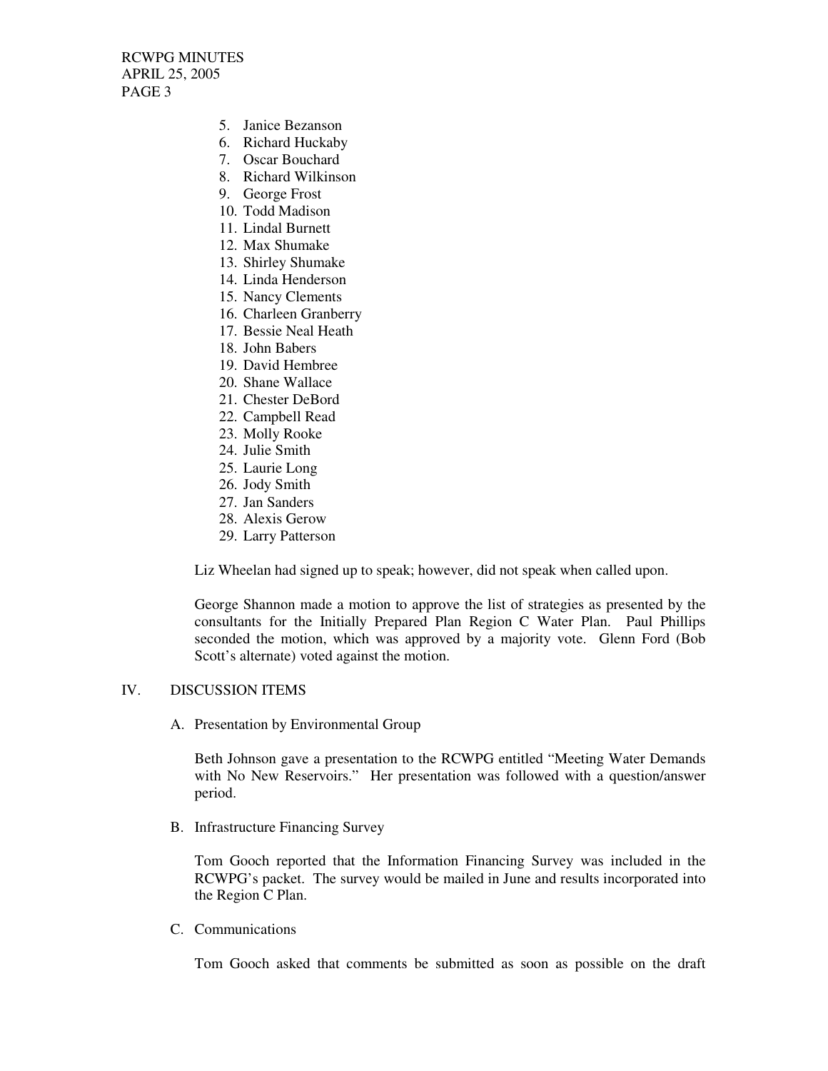5. Janice Bezanson
6. Richard Huckaby
7. Oscar Bouchard
8. Richard Wilkinson
9. George Frost
10. Todd Madison
11. Lindal Burnett
12. Max Shumake
13. Shirley Shumake
14. Linda Henderson
15. Nancy Clements
16. Charleen Granberry
17. Bessie Neal Heath
18. John Babers
19. David Hembree
20. Shane Wallace
21. Chester DeBord
22. Campbell Read
23. Molly Rooke
24. Julie Smith
25. Laurie Long
26. Jody Smith
27. Jan Sanders
28. Alexis Gerow
29. Larry Patterson

Liz Wheelan had signed up to speak; however, did not speak when called upon.

George Shannon made a motion to approve the list of strategies as presented by the consultants for the Initially Prepared Plan Region C Water Plan. Paul Phillips seconded the motion, which was approved by a majority vote. Glenn Ford (Bob Scott's alternate) voted against the motion.

## IV. DISCUSSION ITEMS

A. Presentation by Environmental Group

Beth Johnson gave a presentation to the RCWPG entitled "Meeting Water Demands with No New Reservoirs." Her presentation was followed with a question/answer period.

B. Infrastructure Financing Survey

Tom Gooch reported that the Information Financing Survey was included in the RCWPG's packet. The survey would be mailed in June and results incorporated into the Region C Plan.

C. Communications

Tom Gooch asked that comments be submitted as soon as possible on the draft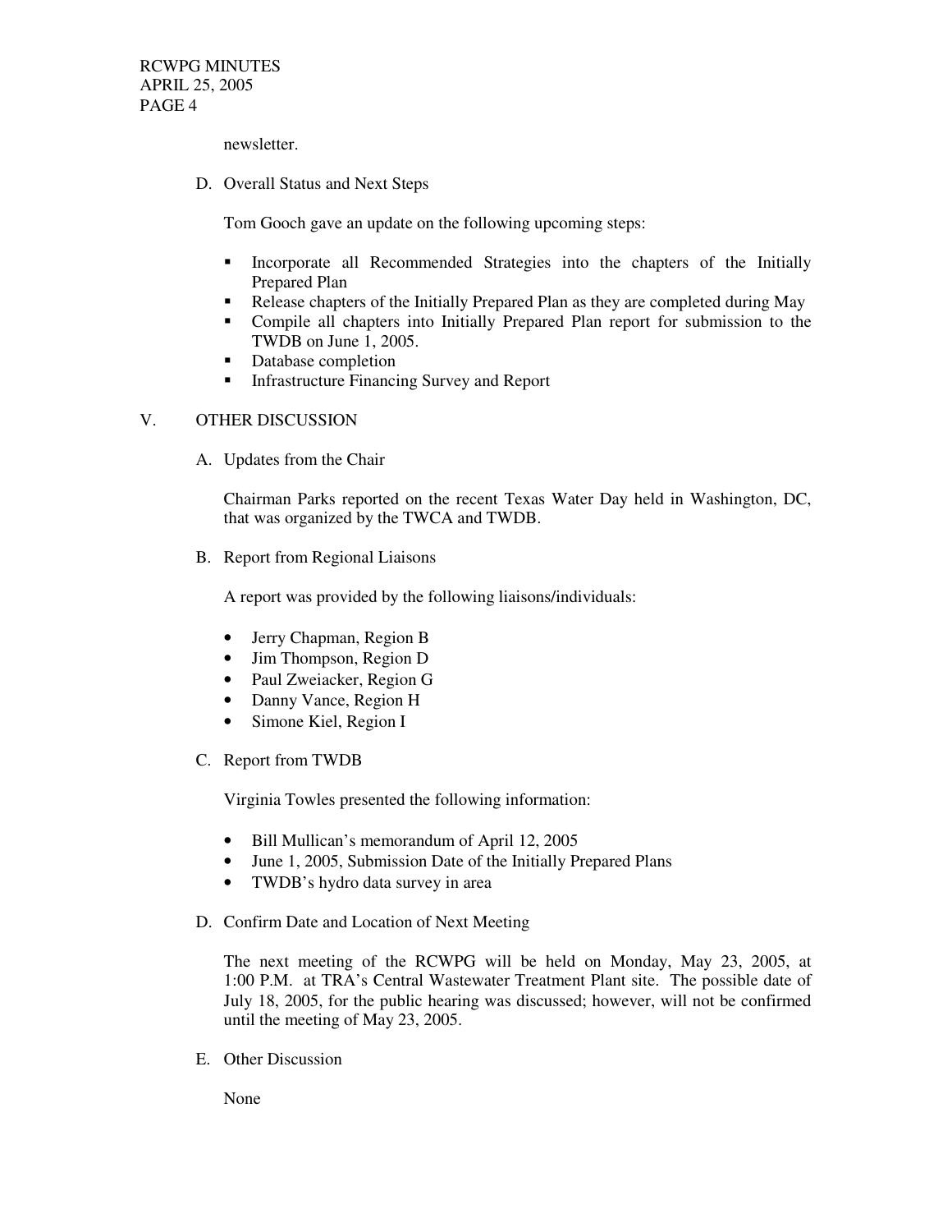newsletter.

D. Overall Status and Next Steps

Tom Gooch gave an update on the following upcoming steps:

- Incorporate all Recommended Strategies into the chapters of the Initially Prepared Plan
- Release chapters of the Initially Prepared Plan as they are completed during May
- Compile all chapters into Initially Prepared Plan report for submission to the TWDB on June 1, 2005.
- Database completion
- Infrastructure Financing Survey and Report

## V. OTHER DISCUSSION

A. Updates from the Chair

Chairman Parks reported on the recent Texas Water Day held in Washington, DC, that was organized by the TWCA and TWDB.

B. Report from Regional Liaisons

A report was provided by the following liaisons/individuals:

- Jerry Chapman, Region B
- Jim Thompson, Region D
- Paul Zweiacker, Region G
- Danny Vance, Region H
- Simone Kiel, Region I

C. Report from TWDB

Virginia Towles presented the following information:

- Bill Mullican's memorandum of April 12, 2005
- June 1, 2005, Submission Date of the Initially Prepared Plans
- TWDB's hydro data survey in area

D. Confirm Date and Location of Next Meeting

The next meeting of the RCWPG will be held on Monday, May 23, 2005, at 1:00 P.M. at TRA's Central Wastewater Treatment Plant site. The possible date of July 18, 2005, for the public hearing was discussed; however, will not be confirmed until the meeting of May 23, 2005.

E. Other Discussion

None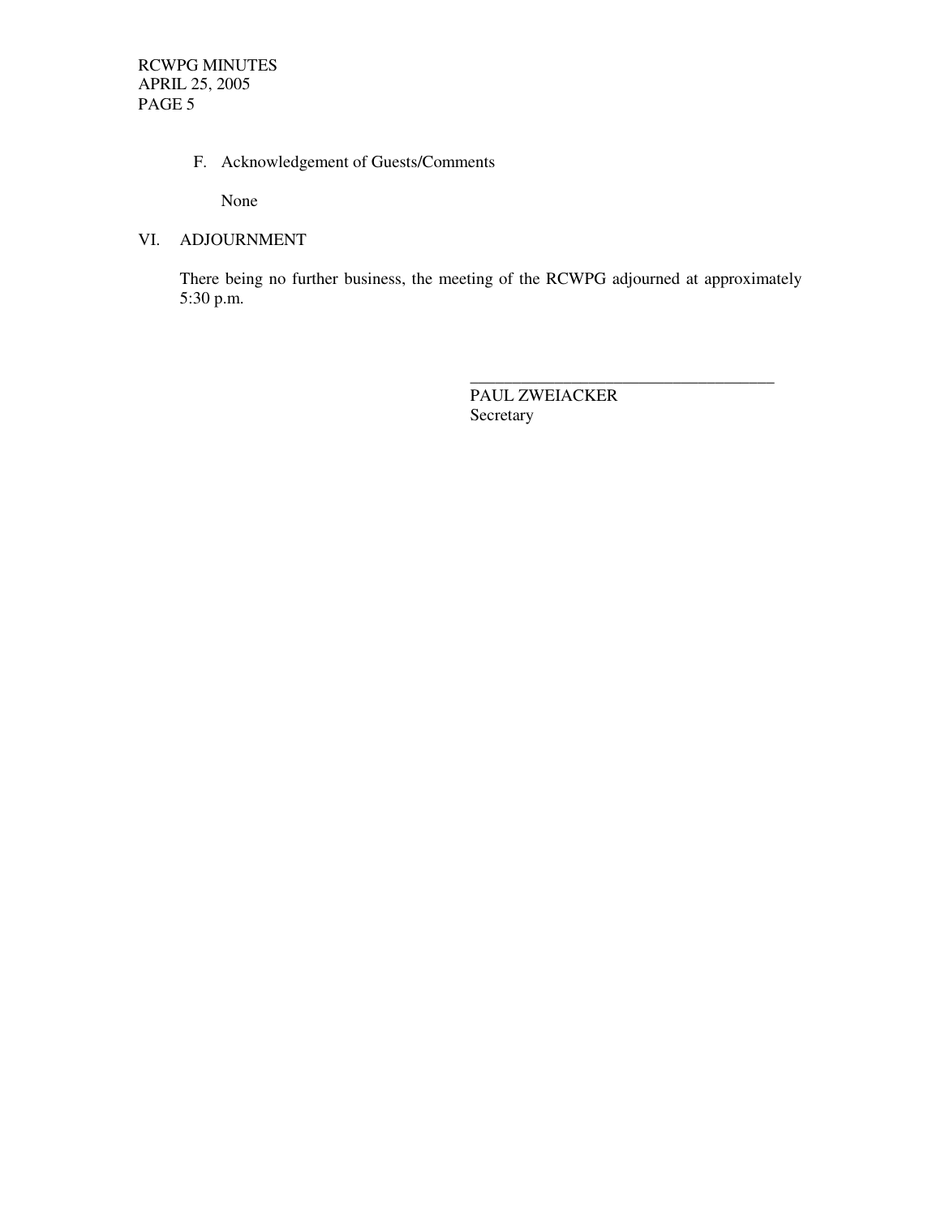F. Acknowledgement of Guests/Comments

None

## VI. ADJOURNMENT

There being no further business, the meeting of the RCWPG adjourned at approximately 5:30 p.m.

\_\_\_\_\_\_\_\_\_\_\_\_\_\_\_\_\_\_\_\_\_\_\_\_\_\_\_\_\_\_\_\_\_\_\_\_

PAUL ZWEIACKER
Secretary